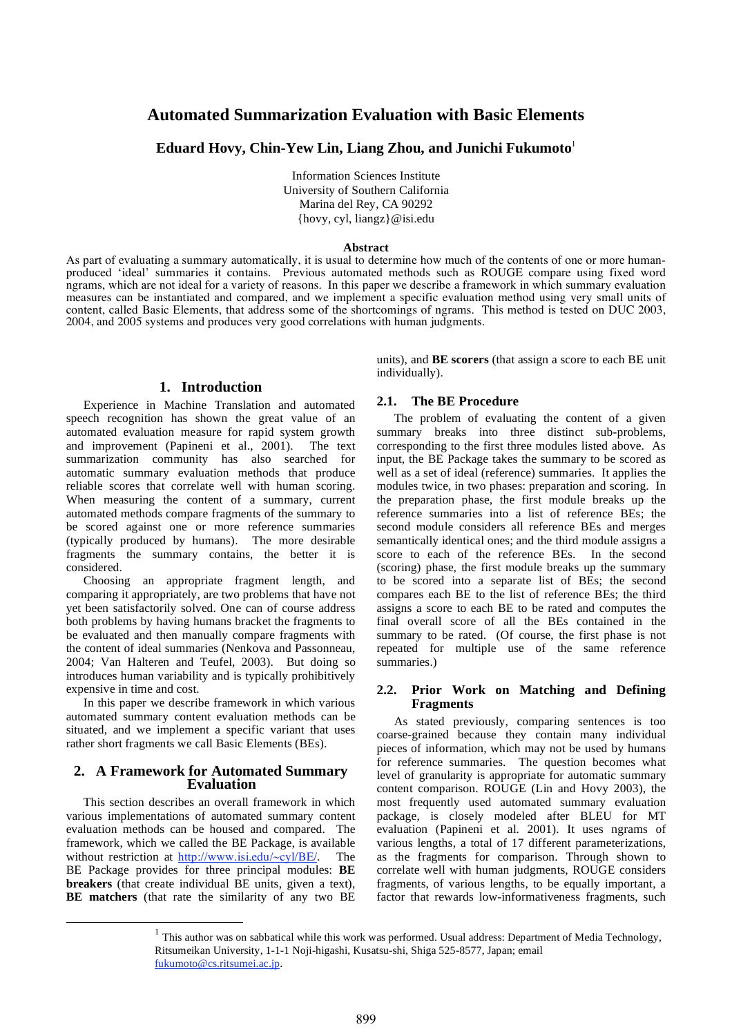# Automated Summarization Evaluation with Basic Elements

**Eduard Hovy, Chin-Yew Lin, Liang Zhou, and Junichi Fukumoto**[1]

Information Sciences Institute
University of Southern California
Marina del Rey, CA 90292
{hovy, cyl, liangz}@isi.edu

## Abstract

As part of evaluating a summary automatically, it is usual to determine how much of the contents of one or more human-produced 'ideal' summaries it contains. Previous automated methods such as ROUGE compare using fixed word ngrams, which are not ideal for a variety of reasons. In this paper we describe a framework in which summary evaluation measures can be instantiated and compared, and we implement a specific evaluation method using very small units of content, called Basic Elements, that address some of the shortcomings of ngrams. This method is tested on DUC 2003, 2004, and 2005 systems and produces very good correlations with human judgments.

## 1. Introduction

Experience in Machine Translation and automated speech recognition has shown the great value of an automated evaluation measure for rapid system growth and improvement (Papineni et al., 2001). The text summarization community has also searched for automatic summary evaluation methods that produce reliable scores that correlate well with human scoring. When measuring the content of a summary, current automated methods compare fragments of the summary to be scored against one or more reference summaries (typically produced by humans). The more desirable fragments the summary contains, the better it is considered.

Choosing an appropriate fragment length, and comparing it appropriately, are two problems that have not yet been satisfactorily solved. One can of course address both problems by having humans bracket the fragments to be evaluated and then manually compare fragments with the content of ideal summaries (Nenkova and Passonneau, 2004; Van Halteren and Teufel, 2003). But doing so introduces human variability and is typically prohibitively expensive in time and cost.

In this paper we describe framework in which various automated summary content evaluation methods can be situated, and we implement a specific variant that uses rather short fragments we call Basic Elements (BEs).

## 2. A Framework for Automated Summary Evaluation

This section describes an overall framework in which various implementations of automated summary content evaluation methods can be housed and compared. The framework, which we called the BE Package, is available without restriction at http://www.isi.edu/~cyl/BE/. The BE Package provides for three principal modules: **BE breakers** (that create individual BE units, given a text), **BE matchers** (that rate the similarity of any two BE units), and **BE scorers** (that assign a score to each BE unit individually).

### 2.1. The BE Procedure

The problem of evaluating the content of a given summary breaks into three distinct sub-problems, corresponding to the first three modules listed above. As input, the BE Package takes the summary to be scored as well as a set of ideal (reference) summaries. It applies the modules twice, in two phases: preparation and scoring. In the preparation phase, the first module breaks up the reference summaries into a list of reference BEs; the second module considers all reference BEs and merges semantically identical ones; and the third module assigns a score to each of the reference BEs. In the second (scoring) phase, the first module breaks up the summary to be scored into a separate list of BEs; the second compares each BE to the list of reference BEs; the third assigns a score to each BE to be rated and computes the final overall score of all the BEs contained in the summary to be rated. (Of course, the first phase is not repeated for multiple use of the same reference summaries.)

### 2.2. Prior Work on Matching and Defining Fragments

As stated previously, comparing sentences is too coarse-grained because they contain many individual pieces of information, which may not be used by humans for reference summaries. The question becomes what level of granularity is appropriate for automatic summary content comparison. ROUGE (Lin and Hovy 2003), the most frequently used automated summary evaluation package, is closely modeled after BLEU for MT evaluation (Papineni et al. 2001). It uses ngrams of various lengths, a total of 17 different parameterizations, as the fragments for comparison. Through shown to correlate well with human judgments, ROUGE considers fragments, of various lengths, to be equally important, a factor that rewards low-informativeness fragments, such

[1] This author was on sabbatical while this work was performed. Usual address: Department of Media Technology, Ritsumeikan University, 1-1-1 Noji-higashi, Kusatsu-shi, Shiga 525-8577, Japan; email fukumoto@cs.ritsumei.ac.jp.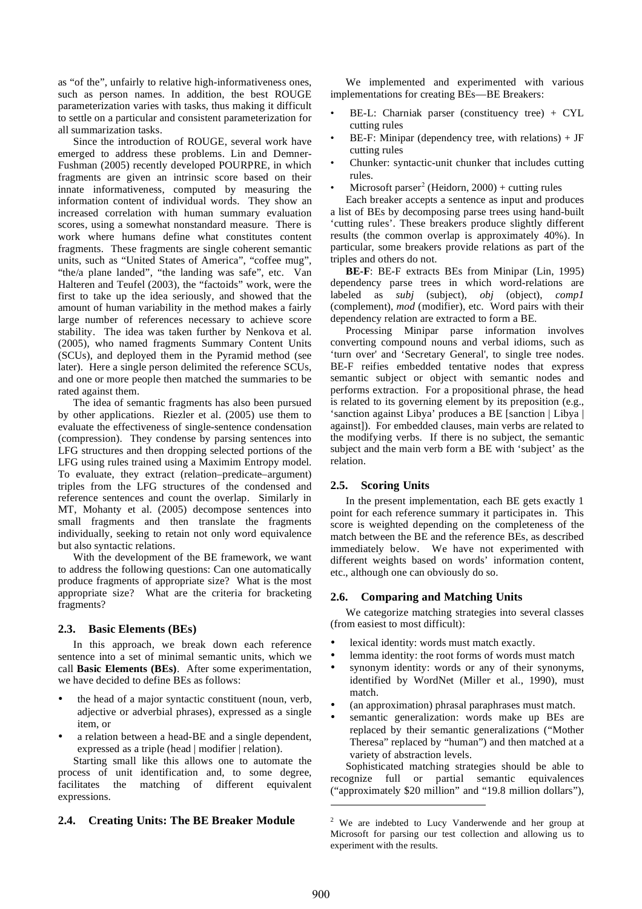as "of the", unfairly to relative high-informativeness ones, such as person names. In addition, the best ROUGE parameterization varies with tasks, thus making it difficult to settle on a particular and consistent parameterization for all summarization tasks.

Since the introduction of ROUGE, several work have emerged to address these problems. Lin and Demner-Fushman (2005) recently developed POURPRE, in which fragments are given an intrinsic score based on their innate informativeness, computed by measuring the information content of individual words. They show an increased correlation with human summary evaluation scores, using a somewhat nonstandard measure. There is work where humans define what constitutes content fragments. These fragments are single coherent semantic units, such as "United States of America", "coffee mug", "the/a plane landed", "the landing was safe", etc. Van Halteren and Teufel (2003), the "factoids" work, were the first to take up the idea seriously, and showed that the amount of human variability in the method makes a fairly large number of references necessary to achieve score stability. The idea was taken further by Nenkova et al. (2005), who named fragments Summary Content Units (SCUs), and deployed them in the Pyramid method (see later). Here a single person delimited the reference SCUs, and one or more people then matched the summaries to be rated against them.

The idea of semantic fragments has also been pursued by other applications. Riezler et al. (2005) use them to evaluate the effectiveness of single-sentence condensation (compression). They condense by parsing sentences into LFG structures and then dropping selected portions of the LFG using rules trained using a Maximim Entropy model. To evaluate, they extract (relation–predicate–argument) triples from the LFG structures of the condensed and reference sentences and count the overlap. Similarly in MT, Mohanty et al. (2005) decompose sentences into small fragments and then translate the fragments individually, seeking to retain not only word equivalence but also syntactic relations.

With the development of the BE framework, we want to address the following questions: Can one automatically produce fragments of appropriate size? What is the most appropriate size? What are the criteria for bracketing fragments?

### 2.3. Basic Elements (BEs)

In this approach, we break down each reference sentence into a set of minimal semantic units, which we call **Basic Elements (BEs)**. After some experimentation, we have decided to define BEs as follows:

- the head of a major syntactic constituent (noun, verb, adjective or adverbial phrases), expressed as a single item, or
- a relation between a head-BE and a single dependent, expressed as a triple (head | modifier | relation).

Starting small like this allows one to automate the process of unit identification and, to some degree, facilitates the matching of different equivalent expressions.

### 2.4. Creating Units: The BE Breaker Module

We implemented and experimented with various implementations for creating BEs—BE Breakers:

- BE-L: Charniak parser (constituency tree) + CYL cutting rules
- BE-F: Minipar (dependency tree, with relations) + JF cutting rules
- Chunker: syntactic-unit chunker that includes cutting rules.
- Microsoft parser[2] (Heidorn, 2000) + cutting rules

Each breaker accepts a sentence as input and produces a list of BEs by decomposing parse trees using hand-built 'cutting rules'. These breakers produce slightly different results (the common overlap is approximately 40%). In particular, some breakers provide relations as part of the triples and others do not.

**BE-F**: BE-F extracts BEs from Minipar (Lin, 1995) dependency parse trees in which word-relations are labeled as *subj* (subject), *obj* (object), *comp1* (complement), *mod* (modifier), etc. Word pairs with their dependency relation are extracted to form a BE.

Processing Minipar parse information involves converting compound nouns and verbal idioms, such as 'turn over' and 'Secretary General', to single tree nodes. BE-F reifies embedded tentative nodes that express semantic subject or object with semantic nodes and performs extraction. For a propositional phrase, the head is related to its governing element by its preposition (e.g., 'sanction against Libya' produces a BE [sanction | Libya | against]). For embedded clauses, main verbs are related to the modifying verbs. If there is no subject, the semantic subject and the main verb form a BE with 'subject' as the relation.

### 2.5. Scoring Units

In the present implementation, each BE gets exactly 1 point for each reference summary it participates in. This score is weighted depending on the completeness of the match between the BE and the reference BEs, as described immediately below. We have not experimented with different weights based on words' information content, etc., although one can obviously do so.

### 2.6. Comparing and Matching Units

We categorize matching strategies into several classes (from easiest to most difficult):

- lexical identity: words must match exactly.
- lemma identity: the root forms of words must match
- synonym identity: words or any of their synonyms, identified by WordNet (Miller et al., 1990), must match.
- (an approximation) phrasal paraphrases must match.
- semantic generalization: words make up BEs are replaced by their semantic generalizations ("Mother Theresa" replaced by "human") and then matched at a variety of abstraction levels.

Sophisticated matching strategies should be able to recognize full or partial semantic equivalences ("approximately \$20 million" and "19.8 million dollars"),

[2] We are indebted to Lucy Vanderwende and her group at Microsoft for parsing our test collection and allowing us to experiment with the results.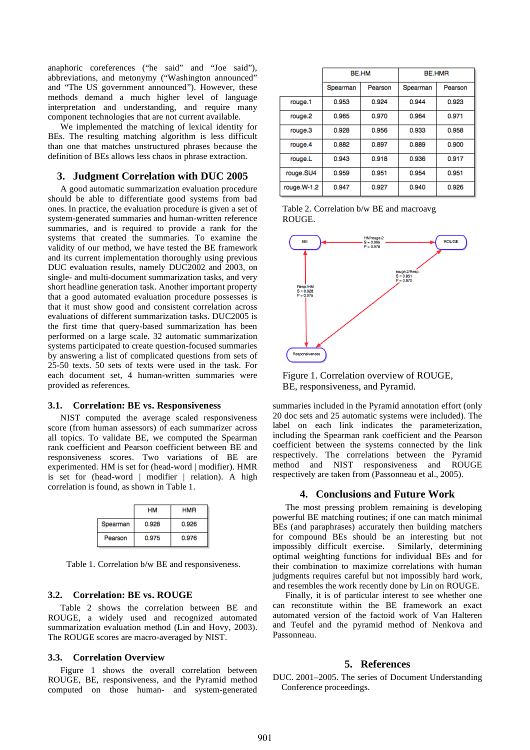anaphoric coreferences ("he said" and "Joe said"), abbreviations, and metonymy ("Washington announced" and "The US government announced"). However, these methods demand a much higher level of language interpretation and understanding, and require many component technologies that are not current available.

We implemented the matching of lexical identity for BEs. The resulting matching algorithm is less difficult than one that matches unstructured phrases because the definition of BEs allows less chaos in phrase extraction.

## 3. Judgment Correlation with DUC 2005

A good automatic summarization evaluation procedure should be able to differentiate good systems from bad ones. In practice, the evaluation procedure is given a set of system-generated summaries and human-written reference summaries, and is required to provide a rank for the systems that created the summaries. To examine the validity of our method, we have tested the BE framework and its current implementation thoroughly using previous DUC evaluation results, namely DUC2002 and 2003, on single- and multi-document summarization tasks, and very short headline generation task. Another important property that a good automated evaluation procedure possesses is that it must show good and consistent correlation across evaluations of different summarization tasks. DUC2005 is the first time that query-based summarization has been performed on a large scale. 32 automatic summarization systems participated to create question-focused summaries by answering a list of complicated questions from sets of 25-50 texts. 50 sets of texts were used in the task. For each document set, 4 human-written summaries were provided as references.

### 3.1. Correlation: BE vs. Responsiveness

NIST computed the average scaled responsiveness score (from human assessors) of each summarizer across all topics. To validate BE, we computed the Spearman rank coefficient and Pearson coefficient between BE and responsiveness scores. Two variations of BE are experimented. HM is set for (head-word | modifier). HMR is set for (head-word | modifier | relation). A high correlation is found, as shown in Table 1.

| | HM | HMR |
|---|---|---|
| Spearman | 0.928 | 0.926 |
| Pearson | 0.975 | 0.976 |

Table 1. Correlation b/w BE and responsiveness.

### 3.2. Correlation: BE vs. ROUGE

Table 2 shows the correlation between BE and ROUGE, a widely used and recognized automated summarization evaluation method (Lin and Hovy, 2003). The ROUGE scores are macro-averaged by NIST.

### 3.3. Correlation Overview

Figure 1 shows the overall correlation between ROUGE, BE, responsiveness, and the Pyramid method computed on those human- and system-generated

| | BE.HM | | BE.HMR | |
|---|---|---|---|---|
| | Spearman | Pearson | Spearman | Pearson |
| rouge.1 | 0.953 | 0.924 | 0.944 | 0.923 |
| rouge.2 | 0.965 | 0.970 | 0.964 | 0.971 |
| rouge.3 | 0.928 | 0.956 | 0.933 | 0.958 |
| rouge.4 | 0.882 | 0.897 | 0.889 | 0.900 |
| rouge.L | 0.943 | 0.918 | 0.936 | 0.917 |
| rouge.SU4 | 0.959 | 0.951 | 0.954 | 0.951 |
| rouge.W-1.2 | 0.947 | 0.927 | 0.940 | 0.926 |

Table 2. Correlation b/w BE and macroavg ROUGE.

Figure 1. Correlation overview of ROUGE, BE, responsiveness, and Pyramid.

summaries included in the Pyramid annotation effort (only 20 doc sets and 25 automatic systems were included). The label on each link indicates the parameterization, including the Spearman rank coefficient and the Pearson coefficient between the systems connected by the link respectively. The correlations between the Pyramid method and NIST responsiveness and ROUGE respectively are taken from (Passonneau et al., 2005).

## 4. Conclusions and Future Work

The most pressing problem remaining is developing powerful BE matching routines; if one can match minimal BEs (and paraphrases) accurately then building matchers for compound BEs should be an interesting but not impossibly difficult exercise. Similarly, determining optimal weighting functions for individual BEs and for their combination to maximize correlations with human judgments requires careful but not impossibly hard work, and resembles the work recently done by Lin on ROUGE.

Finally, it is of particular interest to see whether one can reconstitute within the BE framework an exact automated version of the factoid work of Van Halteren and Teufel and the pyramid method of Nenkova and Passonneau.

## 5. References

DUC. 2001–2005. The series of Document Understanding Conference proceedings.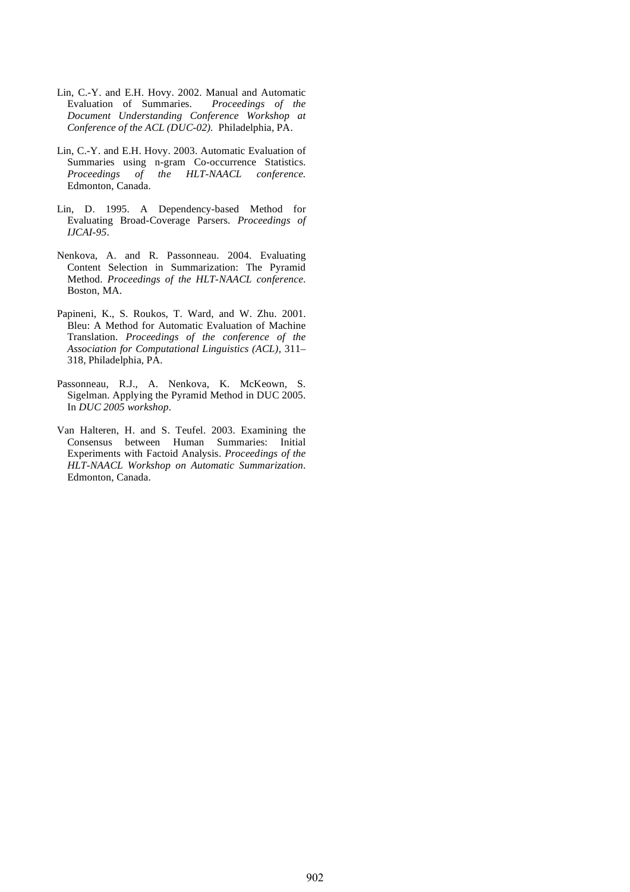Lin, C.-Y. and E.H. Hovy. 2002. Manual and Automatic Evaluation of Summaries. *Proceedings of the Document Understanding Conference Workshop at Conference of the ACL (DUC-02).* Philadelphia, PA.

Lin, C.-Y. and E.H. Hovy. 2003. Automatic Evaluation of Summaries using n-gram Co-occurrence Statistics. *Proceedings of the HLT-NAACL conference.* Edmonton, Canada.

Lin, D. 1995. A Dependency-based Method for Evaluating Broad-Coverage Parsers. *Proceedings of IJCAI-95*.

Nenkova, A. and R. Passonneau. 2004. Evaluating Content Selection in Summarization: The Pyramid Method. *Proceedings of the HLT-NAACL conference*. Boston, MA.

Papineni, K., S. Roukos, T. Ward, and W. Zhu. 2001. Bleu: A Method for Automatic Evaluation of Machine Translation. *Proceedings of the conference of the Association for Computational Linguistics (ACL),* 311–318, Philadelphia, PA.

Passonneau, R.J., A. Nenkova, K. McKeown, S. Sigelman. Applying the Pyramid Method in DUC 2005. In *DUC 2005 workshop*.

Van Halteren, H. and S. Teufel. 2003. Examining the Consensus between Human Summaries: Initial Experiments with Factoid Analysis. *Proceedings of the HLT-NAACL Workshop on Automatic Summarization*. Edmonton, Canada.